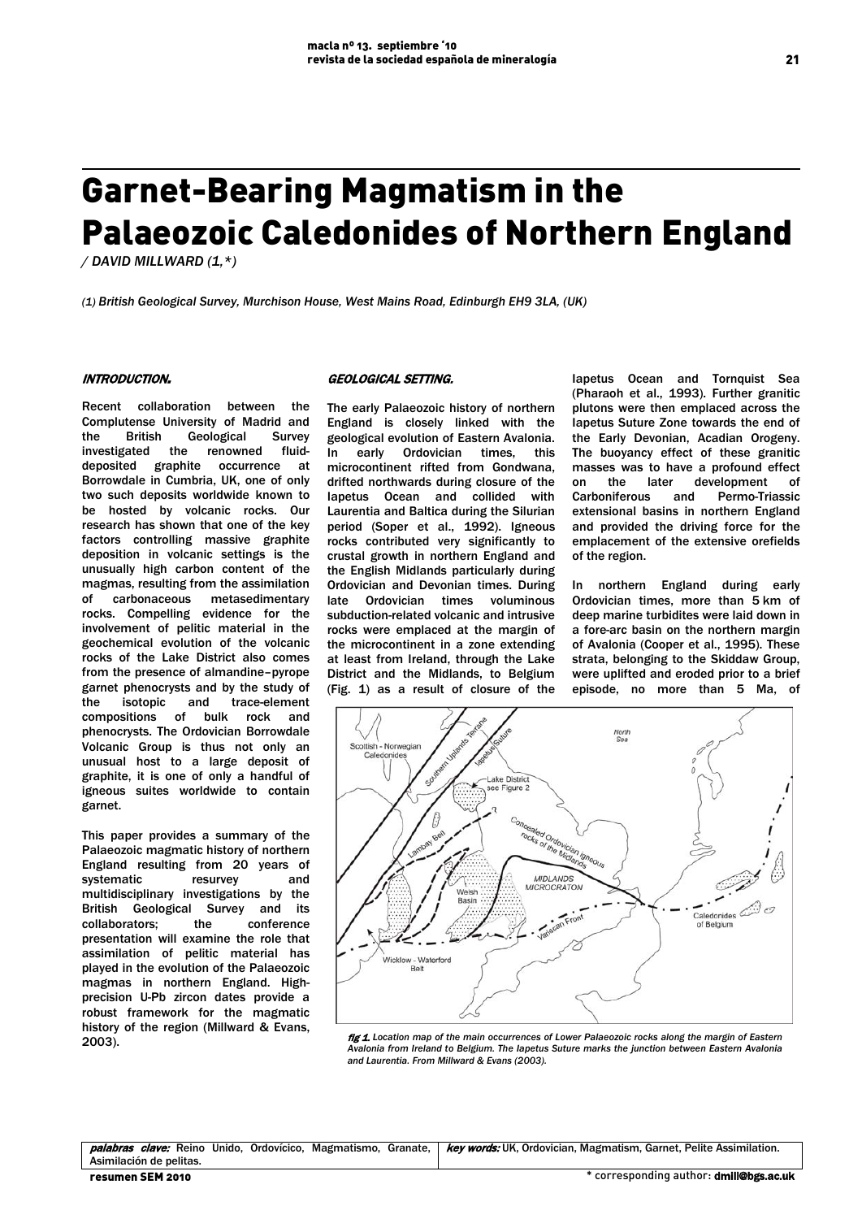# Garnet-Bearing Magmatism in the Palaeozoic Caledonides of Northern England

*/ DAVID MILLWARD (1,\*)*

*(1) British Geological Survey, Murchison House, West Mains Road, Edinburgh EH9 3LA, (UK)*

## INTRODUCTION.

Recent collaboration between the Complutense University of Madrid and the British Geological Survey investigated the renowned fluid-deposited graphite occurrence at Borrowdale in Cumbria, UK, one of only two such deposits worldwide known to be hosted by volcanic rocks. Our research has shown that one of the key factors controlling massive graphite deposition in volcanic settings is the unusually high carbon content of the magmas, resulting from the assimilation of carbonaceous metasedimentary rocks. Compelling evidence for the involvement of pelitic material in the geochemical evolution of the volcanic rocks of the Lake District also comes from the presence of almandine–pyrope garnet phenocrysts and by the study of the isotopic and trace-element compositions of bulk rock and phenocrysts. The Ordovician Borrowdale Volcanic Group is thus not only an unusual host to a large deposit of graphite, it is one of only a handful of igneous suites worldwide to contain garnet.

This paper provides a summary of the Palaeozoic magmatic history of northern England resulting from 20 years of systematic resurvey and multidisciplinary investigations by the British Geological Survey and its collaborators; the conference presentation will examine the role that assimilation of pelitic material has played in the evolution of the Palaeozoic magmas in northern England. High-precision U-Pb zircon dates provide a robust framework for the magmatic history of the region (Millward & Evans, 2003).

## GEOLOGICAL SETTING.

The early Palaeozoic history of northern England is closely linked with the geological evolution of Eastern Avalonia. In early Ordovician times, this microcontinent rifted from Gondwana, drifted northwards during closure of the Iapetus Ocean and collided with Laurentia and Baltica during the Silurian period (Soper et al., 1992). Igneous rocks contributed very significantly to crustal growth in northern England and the English Midlands particularly during Ordovician and Devonian times. During late Ordovician times voluminous subduction-related volcanic and intrusive rocks were emplaced at the margin of the microcontinent in a zone extending at least from Ireland, through the Lake District and the Midlands, to Belgium (Fig. 1) as a result of closure of the Iapetus Ocean and Tornquist Sea (Pharaoh et al., 1993). Further granitic plutons were then emplaced across the Iapetus Suture Zone towards the end of the Early Devonian, Acadian Orogeny. The buoyancy effect of these granitic masses was to have a profound effect on the later development of Carboniferous and Permo-Triassic extensional basins in northern England and provided the driving force for the emplacement of the extensive orefields of the region.

In northern England during early Ordovician times, more than 5 km of deep marine turbidites were laid down in a fore-arc basin on the northern margin of Avalonia (Cooper et al., 1995). These strata, belonging to the Skiddaw Group, were uplifted and eroded prior to a brief episode, no more than 5 Ma, of

*fig 1. Location map of the main occurrences of Lower Palaeozoic rocks along the margin of Eastern Avalonia from Ireland to Belgium. The Iapetus Suture marks the junction between Eastern Avalonia and Laurentia. From Millward & Evans (2003).*

| **palabras clave:** Reino Unido, Ordovícico, Magmatismo, Granate, Asimilación de pelitas. | **key words:** UK, Ordovician, Magmatism, Garnet, Pelite Assimilation. |
|---|---|

\* corresponding author: dmill@bgs.ac.uk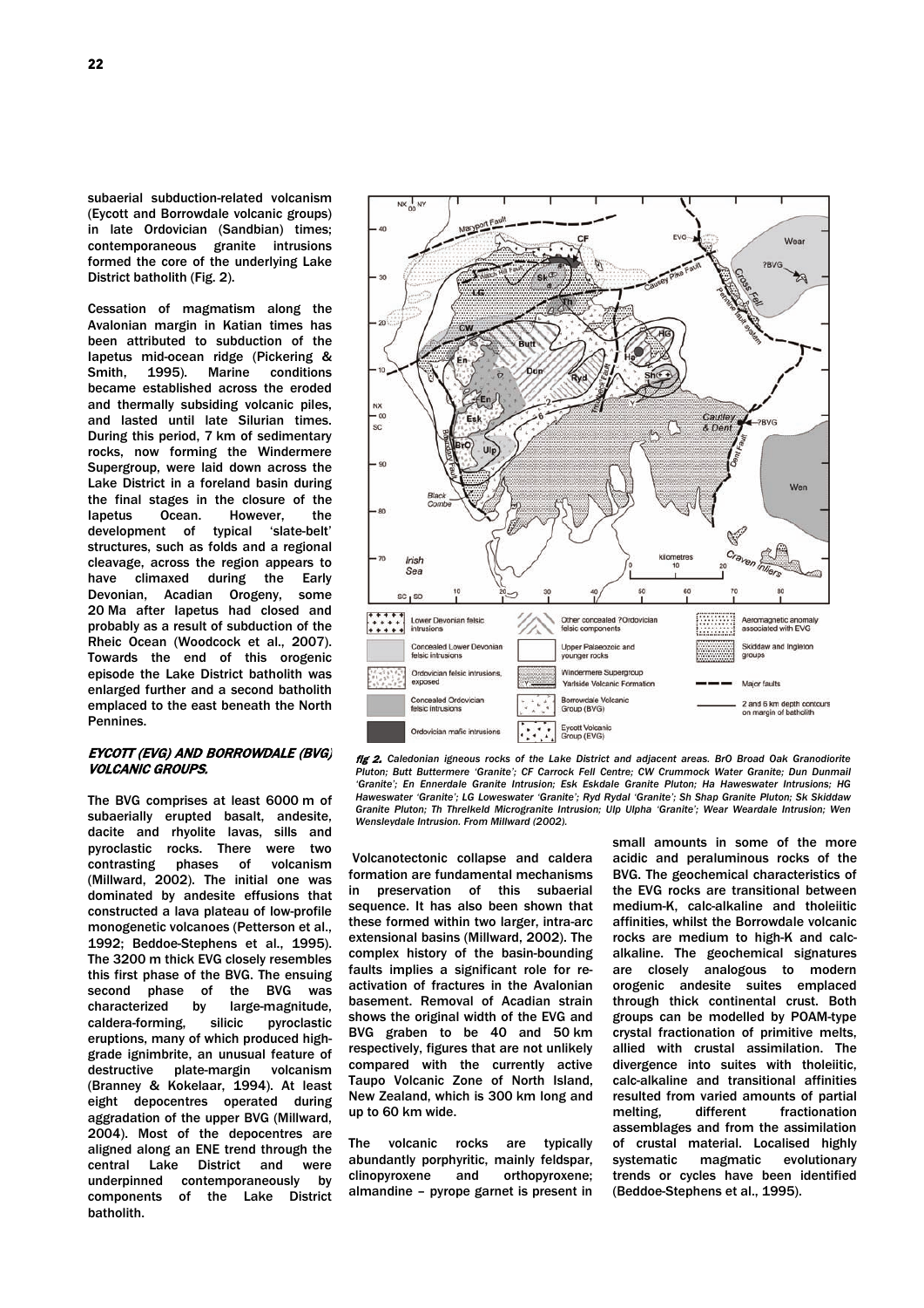subaerial subduction-related volcanism (Eycott and Borrowdale volcanic groups) in late Ordovician (Sandbian) times; contemporaneous granite intrusions formed the core of the underlying Lake District batholith (Fig. 2).

Cessation of magmatism along the Avalonian margin in Katian times has been attributed to subduction of the Iapetus mid-ocean ridge (Pickering & Smith, 1995). Marine conditions became established across the eroded and thermally subsiding volcanic piles, and lasted until late Silurian times. During this period, 7 km of sedimentary rocks, now forming the Windermere Supergroup, were laid down across the Lake District in a foreland basin during the final stages in the closure of the Iapetus Ocean. However, the development of typical 'slate-belt' structures, such as folds and a regional cleavage, across the region appears to have climaxed during the Early Devonian, Acadian Orogeny, some 20 Ma after Iapetus had closed and probably as a result of subduction of the Rheic Ocean (Woodcock et al., 2007). Towards the end of this orogenic episode the Lake District batholith was enlarged further and a second batholith emplaced to the east beneath the North Pennines.

## EYCOTT (EVG) AND BORROWDALE (BVG) VOLCANIC GROUPS.

The BVG comprises at least 6000 m of subaerially erupted basalt, andesite, dacite and rhyolite lavas, sills and pyroclastic rocks. There were two contrasting phases of volcanism (Millward, 2002). The initial one was dominated by andesite effusions that constructed a lava plateau of low-profile monogenetic volcanoes (Petterson et al., 1992; Beddoe-Stephens et al., 1995). The 3200 m thick EVG closely resembles this first phase of the BVG. The ensuing second phase of the BVG was characterized by large-magnitude, caldera-forming, silicic pyroclastic eruptions, many of which produced high-grade ignimbrite, an unusual feature of destructive plate-margin volcanism (Branney & Kokelaar, 1994). At least eight depocentres operated during aggradation of the upper BVG (Millward, 2004). Most of the depocentres are aligned along an ENE trend through the central Lake District and were underpinned contemporaneously by components of the Lake District batholith.

*fig 2. Caledonian igneous rocks of the Lake District and adjacent areas. BrO Broad Oak Granodiorite Pluton; Butt Buttermere 'Granite'; CF Carrock Fell Centre; CW Crummock Water Granite; Dun Dunmail 'Granite'; En Ennerdale Granite Intrusion; Esk Eskdale Granite Pluton; Ha Haweswater Intrusions; HG Haweswater 'Granite'; LG Loweswater 'Granite'; Ryd Rydal 'Granite'; Sh Shap Granite Pluton; Sk Skiddaw Granite Pluton; Th Threlkeld Microgranite Intrusion; Ulp Ulpha 'Granite'; Wear Weardale Intrusion; Wen Wensleydale Intrusion. From Millward (2002).*

Volcanotectonic collapse and caldera formation are fundamental mechanisms in preservation of this subaerial sequence. It has also been shown that these formed within two larger, intra-arc extensional basins (Millward, 2002). The complex history of the basin-bounding faults implies a significant role for re-activation of fractures in the Avalonian basement. Removal of Acadian strain shows the original width of the EVG and BVG graben to be 40 and 50 km respectively, figures that are not unlikely compared with the currently active Taupo Volcanic Zone of North Island, New Zealand, which is 300 km long and up to 60 km wide.

The volcanic rocks are typically abundantly porphyritic, mainly feldspar, clinopyroxene and orthopyroxene; almandine – pyrope garnet is present in small amounts in some of the more acidic and peraluminous rocks of the BVG. The geochemical characteristics of the EVG rocks are transitional between medium-K, calc-alkaline and tholeiitic affinities, whilst the Borrowdale volcanic rocks are medium to high-K and calc-alkaline. The geochemical signatures are closely analogous to modern orogenic andesite suites emplaced through thick continental crust. Both groups can be modelled by POAM-type crystal fractionation of primitive melts, allied with crustal assimilation. The divergence into suites with tholeiitic, calc-alkaline and transitional affinities resulted from varied amounts of partial melting, different fractionation assemblages and from the assimilation of crustal material. Localised highly systematic magmatic evolutionary trends or cycles have been identified (Beddoe-Stephens et al., 1995).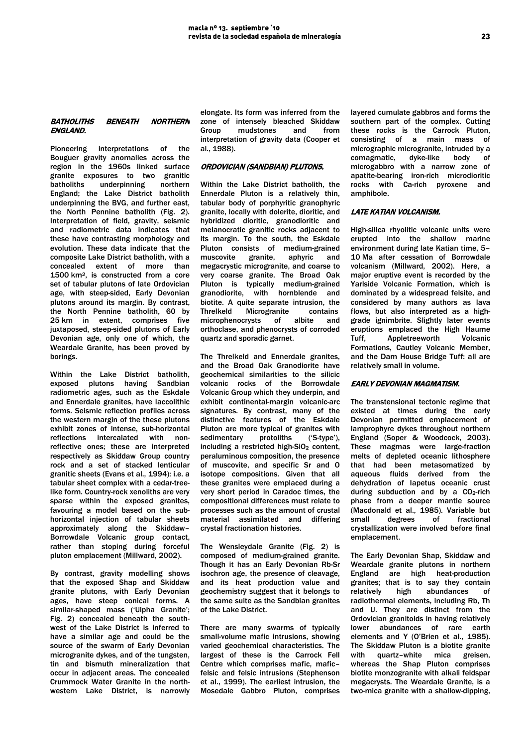### *BATHOLITHS BENEATH NORTHERN ENGLAND.*

Pioneering interpretations of the Bouguer gravity anomalies across the region in the 1960s linked surface granite exposures to two granitic batholiths underpinning northern England; the Lake District batholith underpinning the BVG, and further east, the North Pennine batholith (Fig. 2). Interpretation of field, gravity, seismic and radiometric data indicates that these have contrasting morphology and evolution. These data indicate that the composite Lake District batholith, with a concealed extent of more than 1500 km², is constructed from a core set of tabular plutons of late Ordovician age, with steep-sided, Early Devonian plutons around its margin. By contrast, the North Pennine batholith, 60 by 25 km in extent, comprises five juxtaposed, steep-sided plutons of Early Devonian age, only one of which, the Weardale Granite, has been proved by borings.

Within the Lake District batholith, exposed plutons having Sandbian radiometric ages, such as the Eskdale and Ennerdale granites, have laccolithic forms. Seismic reflection profiles across the western margin of the these plutons exhibit zones of intense, sub-horizontal reflections intercalated with non-reflective ones; these are interpreted respectively as Skiddaw Group country rock and a set of stacked lenticular granitic sheets (Evans et al., 1994): i.e. a tabular sheet complex with a cedar-tree-like form. Country-rock xenoliths are very sparse within the exposed granites, favouring a model based on the sub-horizontal injection of tabular sheets approximately along the Skiddaw–Borrowdale Volcanic group contact, rather than stoping during forceful pluton emplacement (Millward, 2002).

By contrast, gravity modelling shows that the exposed Shap and Skiddaw granite plutons, with Early Devonian ages, have steep conical forms. A similar-shaped mass ('Ulpha Granite'; Fig. 2) concealed beneath the south-west of the Lake District is inferred to have a similar age and could be the source of the swarm of Early Devonian microgranite dykes, and of the tungsten, tin and bismuth mineralization that occur in adjacent areas. The concealed Crummock Water Granite in the north-western Lake District, is narrowly elongate. Its form was inferred from the zone of intensely bleached Skiddaw Group mudstones and from interpretation of gravity data (Cooper et al., 1988).

### *ORDOVICIAN (SANDBIAN) PLUTONS.*

Within the Lake District batholith, the Ennerdale Pluton is a relatively thin, tabular body of porphyritic granophyric granite, locally with dolerite, dioritic, and hybridized dioritic, granodioritic and melanocratic granitic rocks adjacent to its margin. To the south, the Eskdale Pluton consists of medium-grained muscovite granite, aphyric and megacrystic microgranite, and coarse to very coarse granite. The Broad Oak Pluton is typically medium-grained granodiorite, with hornblende and biotite. A quite separate intrusion, the Threlkeld Microgranite contains microphenocrysts of albite and orthoclase, and phenocrysts of corroded quartz and sporadic garnet.

The Threlkeld and Ennerdale granites, and the Broad Oak Granodiorite have geochemical similarities to the silicic volcanic rocks of the Borrowdale Volcanic Group which they underpin, and exhibit continental-margin volcanic-arc signatures. By contrast, many of the distinctive features of the Eskdale Pluton are more typical of granites with sedimentary protoliths ('S-type'), including a restricted high-$SiO_2$ content, peraluminous composition, the presence of muscovite, and specific Sr and O isotope compositions. Given that all these granites were emplaced during a very short period in Caradoc times, the compositional differences must relate to processes such as the amount of crustal material assimilated and differing crystal fractionation histories.

The Wensleydale Granite (Fig. 2) is composed of medium-grained granite. Though it has an Early Devonian Rb-Sr isochron age, the presence of cleavage, and its heat production value and geochemistry suggest that it belongs to the same suite as the Sandbian granites of the Lake District.

There are many swarms of typically small-volume mafic intrusions, showing varied geochemical characteristics. The largest of these is the Carrock Fell Centre which comprises mafic, mafic–felsic and felsic intrusions (Stephenson et al., 1999). The earliest intrusion, the Mosedale Gabbro Pluton, comprises layered cumulate gabbros and forms the southern part of the complex. Cutting these rocks is the Carrock Pluton, consisting of a main mass of micrographic microgranite, intruded by a comagmatic, dyke-like body of microgabbro with a narrow zone of apatite-bearing iron-rich microdioritic rocks with Ca-rich pyroxene and amphibole.

### *LATE KATIAN VOLCANISM.*

High-silica rhyolitic volcanic units were erupted into the shallow marine environment during late Katian time, 5–10 Ma after cessation of Borrowdale volcanism (Millward, 2002). Here, a major eruptive event is recorded by the Yarlside Volcanic Formation, which is dominated by a widespread felsite, and considered by many authors as lava flows, but also interpreted as a high-grade ignimbrite. Slightly later events eruptions emplaced the High Haume Tuff, Appletreeworth Volcanic Formations, Cautley Volcanic Member, and the Dam House Bridge Tuff: all are relatively small in volume.

### *EARLY DEVONIAN MAGMATISM.*

The transtensional tectonic regime that existed at times during the early Devonian permitted emplacement of lamprophyre dykes throughout northern England (Soper & Woodcock, 2003). These magmas were large-fraction melts of depleted oceanic lithosphere that had been metasomatized by aqueous fluids derived from the dehydration of Iapetus oceanic crust during subduction and by a $CO_2$-rich phase from a deeper mantle source (Macdonald et al., 1985). Variable but small degrees of fractional crystallization were involved before final emplacement.

The Early Devonian Shap, Skiddaw and Weardale granite plutons in northern England are high heat-production granites; that is to say they contain relatively high abundances of radiothermal elements, including Rb, Th and U. They are distinct from the Ordovician granitoids in having relatively lower abundances of rare earth elements and Y (O'Brien et al., 1985). The Skiddaw Pluton is a biotite granite with quartz–white mica greisen, whereas the Shap Pluton comprises biotite monzogranite with alkali feldspar megacrysts. The Weardale Granite, is a two-mica granite with a shallow-dipping,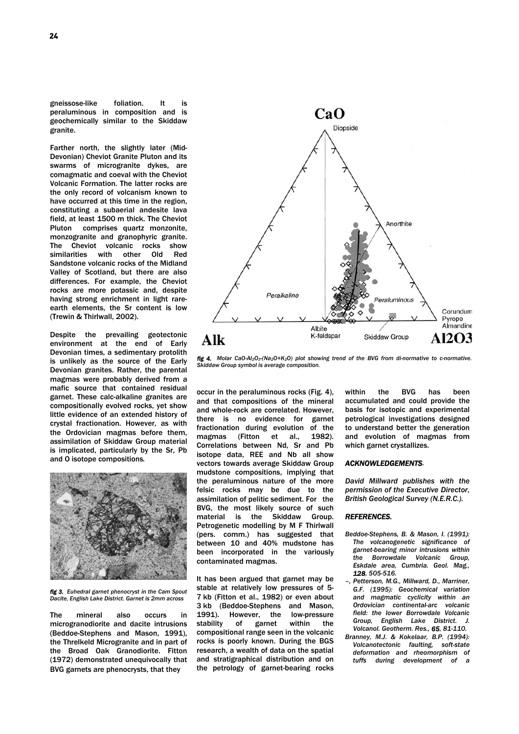gneissose-like foliation. It is peraluminous in composition and is geochemically similar to the Skiddaw granite.

Farther north, the slightly later (Mid-Devonian) Cheviot Granite Pluton and its swarms of microgranite dykes, are comagmatic and coeval with the Cheviot Volcanic Formation. The latter rocks are the only record of volcanism known to have occurred at this time in the region, constituting a subaerial andesite lava field, at least 1500 m thick. The Cheviot Pluton comprises quartz monzonite, monzogranite and granophyric granite. The Cheviot volcanic rocks show similarities with other Old Red Sandstone volcanic rocks of the Midland Valley of Scotland, but there are also differences. For example, the Cheviot rocks are more potassic and, despite having strong enrichment in light rare-earth elements, the Sr content is low (Trewin & Thirlwall, 2002).

Despite the prevailing geotectonic environment at the end of Early Devonian times, a sedimentary protolith is unlikely as the source of the Early Devonian granites. Rather, the parental magmas were probably derived from a mafic source that contained residual garnet. These calc-alkaline granites are compositionally evolved rocks, yet show little evidence of an extended history of crystal fractionation. However, as with the Ordovician magmas before them, assimilation of Skiddaw Group material is implicated, particularly by the Sr, Pb and O isotope compositions.

*fig 3. Euhedral garnet phenocryst in the Cam Spout Dacite, English Lake District. Garnet is 2mm across*

The mineral also occurs in microgranodiorite and dacite intrusions (Beddoe-Stephens and Mason, 1991), the Threlkeld Microgranite and in part of the Broad Oak Granodiorite. Fitton (1972) demonstrated unequivocally that BVG garnets are phenocrysts, that they occur in the peraluminous rocks (Fig. 4), and that compositions of the mineral and whole-rock are correlated. However, there is no evidence for garnet fractionation during evolution of the magmas (Fitton et al., 1982). Correlations between Nd, Sr and Pb isotope data, REE and Nb all show vectors towards average Skiddaw Group mudstone compositions, implying that the peraluminous nature of the more felsic rocks may be due to the assimilation of pelitic sediment. For the BVG, the most likely source of such material is the Skiddaw Group. Petrogenetic modelling by M F Thirlwall (pers. comm.) has suggested that between 10 and 40% mudstone has been incorporated in the variously contaminated magmas.

*fig 4. Molar $CaO$-$Al_2O_3$-($Na_2O$+$K_2O$) plot showing trend of the BVG from di-normative to c-normative. Skiddaw Group symbol is average composition.*

It has been argued that garnet may be stable at relatively low pressures of 5-7 kb (Fitton et al., 1982) or even about 3 kb (Beddoe-Stephens and Mason, 1991). However, the low-pressure stability of garnet within the compositional range seen in the volcanic rocks is poorly known. During the BGS research, a wealth of data on the spatial and stratigraphical distribution and on the petrology of garnet-bearing rocks within the BVG has been accumulated and could provide the basis for isotopic and experimental petrological investigations designed to understand better the generation and evolution of magmas from which garnet crystallizes.

### *ACKNOWLEDGEMENTS.*

*David Millward publishes with the permission of the Executive Director, British Geological Survey (N.E.R.C.).*

### *REFERENCES.*

*Beddoe-Stephens, B. & Mason, I. (1991): The volcanogenetic significance of garnet-bearing minor intrusions within the Borrowdale Volcanic Group, Eskdale area, Cumbria. Geol. Mag.,* ***128****, 505-516.*

*–, Petterson, M.G., Millward, D., Marriner, G.F. (1995): Geochemical variation and magmatic cyclicity within an Ordovician continental-arc volcanic field: the lower Borrowdale Volcanic Group, English Lake District. J. Volcanol. Geotherm. Res.,* ***65****, 81-110.*

*Branney, M.J. & Kokelaar, B.P. (1994): Volcanotectonic faulting, soft-state deformation and rheomorphism of tuffs during development of a*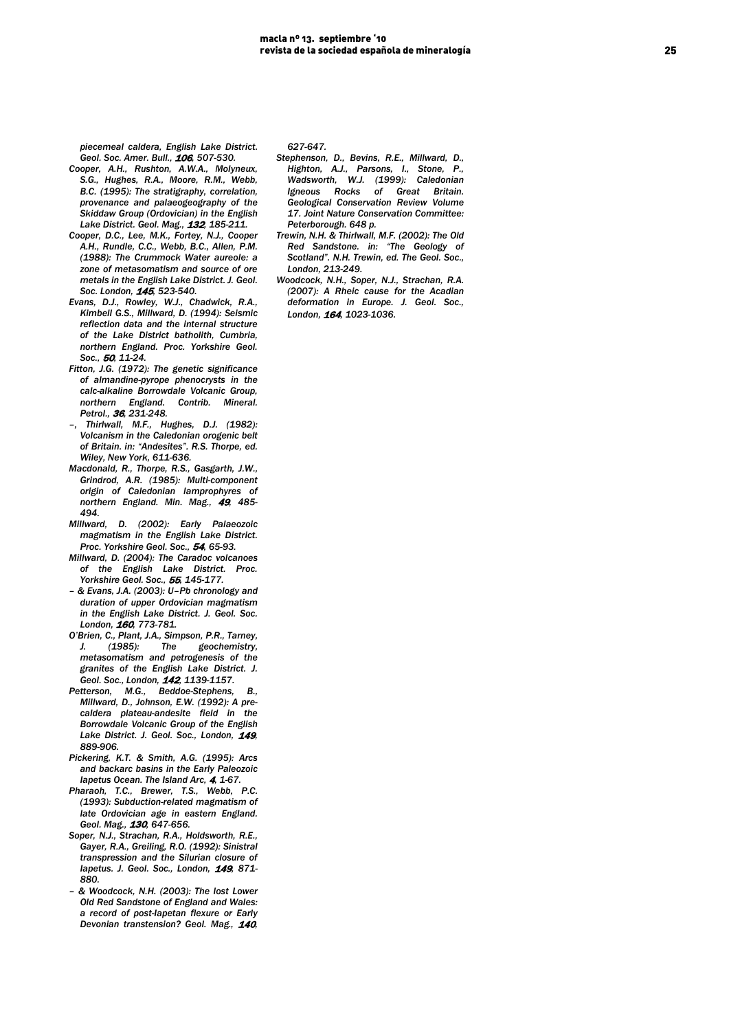*piecemeal caldera, English Lake District. Geol. Soc. Amer. Bull., **106**, 507-530.*

*Cooper, A.H., Rushton, A.W.A., Molyneux, S.G., Hughes, R.A., Moore, R.M., Webb, B.C. (1995): The stratigraphy, correlation, provenance and palaeogeography of the Skiddaw Group (Ordovician) in the English Lake District. Geol. Mag., **132**, 185-211.*

*Cooper, D.C., Lee, M.K., Fortey, N.J., Cooper A.H., Rundle, C.C., Webb, B.C., Allen, P.M. (1988): The Crummock Water aureole: a zone of metasomatism and source of ore metals in the English Lake District. J. Geol. Soc. London, **145**, 523-540.*

*Evans, D.J., Rowley, W.J., Chadwick, R.A., Kimbell G.S., Millward, D. (1994): Seismic reflection data and the internal structure of the Lake District batholith, Cumbria, northern England. Proc. Yorkshire Geol. Soc., **50**, 11-24.*

*Fitton, J.G. (1972): The genetic significance of almandine-pyrope phenocrysts in the calc-alkaline Borrowdale Volcanic Group, northern England. Contrib. Mineral. Petrol., **36**, 231-248.*

*–, Thirlwall, M.F., Hughes, D.J. (1982): Volcanism in the Caledonian orogenic belt of Britain. in: "Andesites". R.S. Thorpe, ed. Wiley, New York, 611-636.*

*Macdonald, R., Thorpe, R.S., Gasgarth, J.W., Grindrod, A.R. (1985): Multi-component origin of Caledonian lamprophyres of northern England. Min. Mag., **49**, 485-494.*

*Millward, D. (2002): Early Palaeozoic magmatism in the English Lake District. Proc. Yorkshire Geol. Soc., **54**, 65-93.*

*Millward, D. (2004): The Caradoc volcanoes of the English Lake District. Proc. Yorkshire Geol. Soc., **55**, 145-177.*

*– & Evans, J.A. (2003): U–Pb chronology and duration of upper Ordovician magmatism in the English Lake District. J. Geol. Soc. London, **160**, 773-781.*

*O'Brien, C., Plant, J.A., Simpson, P.R., Tarney, J. (1985): The geochemistry, metasomatism and petrogenesis of the granites of the English Lake District. J. Geol. Soc., London, **142**, 1139-1157.*

*Petterson, M.G., Beddoe-Stephens, B., Millward, D., Johnson, E.W. (1992): A pre-caldera plateau-andesite field in the Borrowdale Volcanic Group of the English Lake District. J. Geol. Soc., London, **149**, 889-906.*

*Pickering, K.T. & Smith, A.G. (1995): Arcs and backarc basins in the Early Paleozoic Iapetus Ocean. The Island Arc, **4**, 1-67.*

*Pharaoh, T.C., Brewer, T.S., Webb, P.C. (1993): Subduction-related magmatism of late Ordovician age in eastern England. Geol. Mag., **130**, 647-656.*

*Soper, N.J., Strachan, R.A., Holdsworth, R.E., Gayer, R.A., Greiling, R.O. (1992): Sinistral transpression and the Silurian closure of Iapetus. J. Geol. Soc., London, **149**, 871-880.*

*– & Woodcock, N.H. (2003): The lost Lower Old Red Sandstone of England and Wales: a record of post-Iapetan flexure or Early Devonian transtension? Geol. Mag., **140**, 627-647.*

*Stephenson, D., Bevins, R.E., Millward, D., Highton, A.J., Parsons, I., Stone, P., Wadsworth, W.J. (1999): Caledonian Igneous Rocks of Great Britain. Geological Conservation Review Volume 17. Joint Nature Conservation Committee: Peterborough. 648 p.*

*Trewin, N.H. & Thirlwall, M.F. (2002): The Old Red Sandstone. in: "The Geology of Scotland". N.H. Trewin, ed. The Geol. Soc., London, 213-249.*

*Woodcock, N.H., Soper, N.J., Strachan, R.A. (2007): A Rheic cause for the Acadian deformation in Europe. J. Geol. Soc., London, **164**, 1023-1036.*